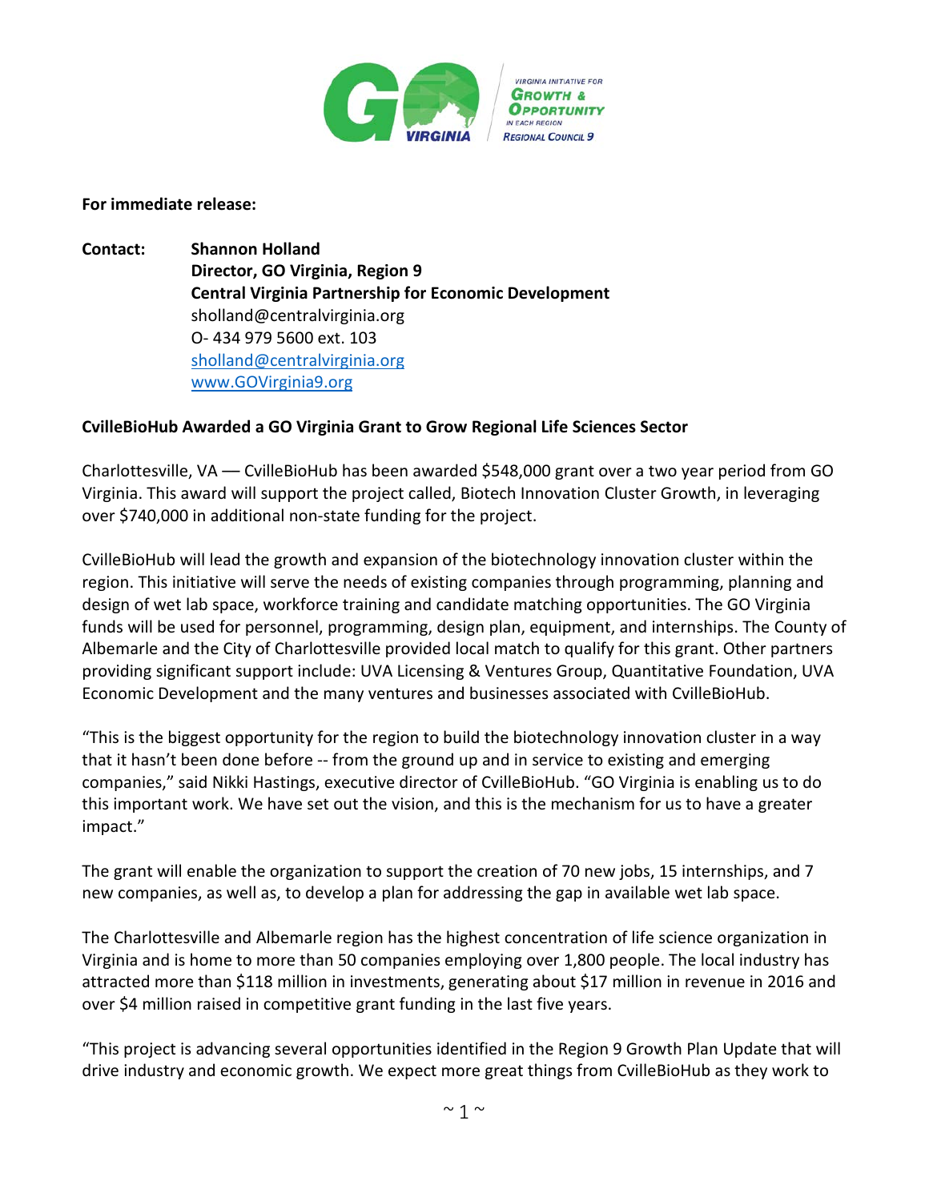**For immediate release:**

**Contact:** **Shannon Holland**
**Director, GO Virginia, Region 9**
**Central Virginia Partnership for Economic Development**
sholland@centralvirginia.org
O- 434 979 5600 ext. 103
sholland@centralvirginia.org
www.GOVirginia9.org

**CvilleBioHub Awarded a GO Virginia Grant to Grow Regional Life Sciences Sector**

Charlottesville, VA — CvilleBioHub has been awarded $548,000 grant over a two year period from GO Virginia. This award will support the project called, Biotech Innovation Cluster Growth, in leveraging over $740,000 in additional non-state funding for the project.

CvilleBioHub will lead the growth and expansion of the biotechnology innovation cluster within the region. This initiative will serve the needs of existing companies through programming, planning and design of wet lab space, workforce training and candidate matching opportunities. The GO Virginia funds will be used for personnel, programming, design plan, equipment, and internships. The County of Albemarle and the City of Charlottesville provided local match to qualify for this grant. Other partners providing significant support include: UVA Licensing & Ventures Group, Quantitative Foundation, UVA Economic Development and the many ventures and businesses associated with CvilleBioHub.

"This is the biggest opportunity for the region to build the biotechnology innovation cluster in a way that it hasn't been done before -- from the ground up and in service to existing and emerging companies," said Nikki Hastings, executive director of CvilleBioHub. "GO Virginia is enabling us to do this important work. We have set out the vision, and this is the mechanism for us to have a greater impact."

The grant will enable the organization to support the creation of 70 new jobs, 15 internships, and 7 new companies, as well as, to develop a plan for addressing the gap in available wet lab space.

The Charlottesville and Albemarle region has the highest concentration of life science organization in Virginia and is home to more than 50 companies employing over 1,800 people. The local industry has attracted more than $118 million in investments, generating about $17 million in revenue in 2016 and over $4 million raised in competitive grant funding in the last five years.

"This project is advancing several opportunities identified in the Region 9 Growth Plan Update that will drive industry and economic growth. We expect more great things from CvilleBioHub as they work to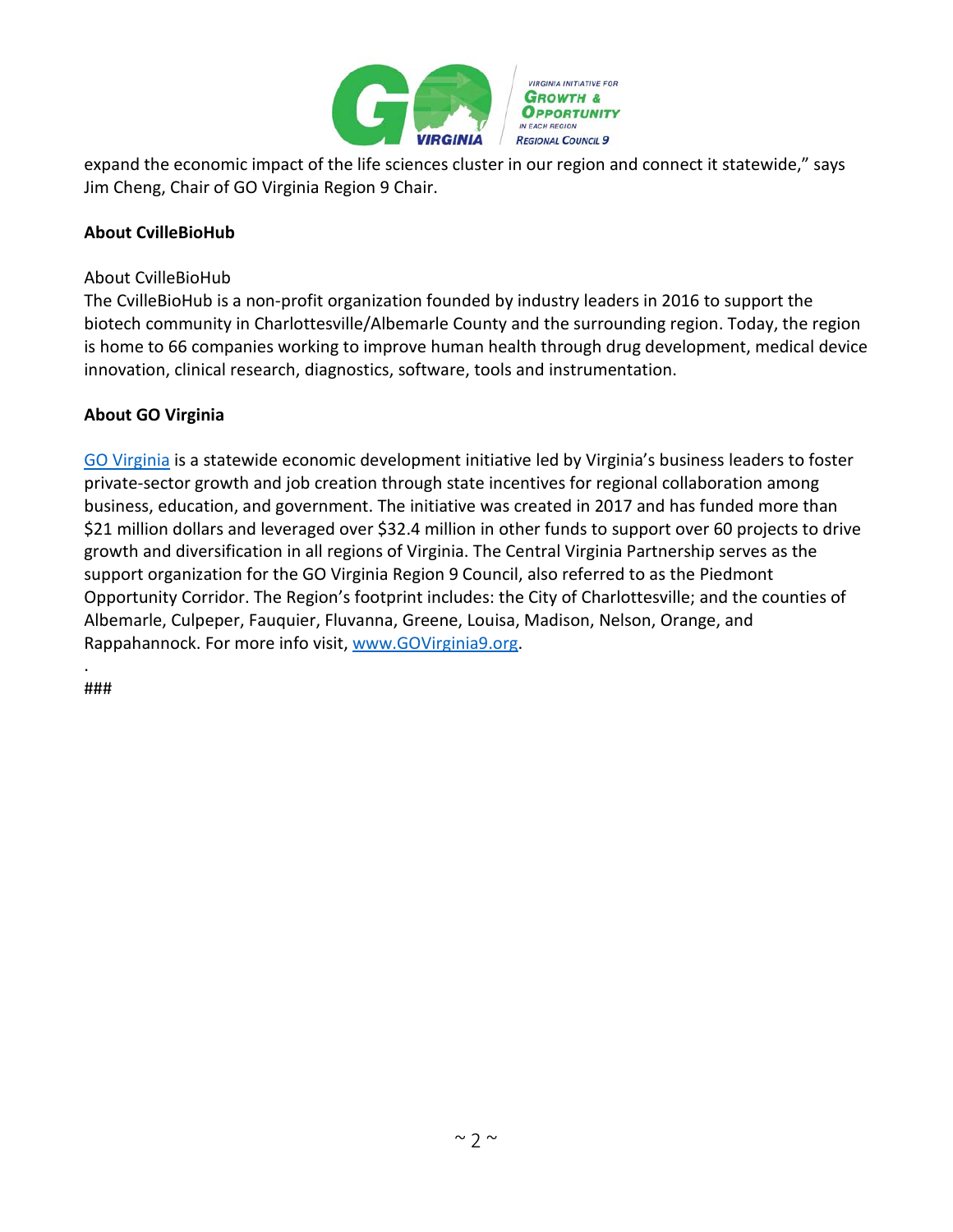expand the economic impact of the life sciences cluster in our region and connect it statewide," says Jim Cheng, Chair of GO Virginia Region 9 Chair.

**About CvilleBioHub**

About CvilleBioHub
The CvilleBioHub is a non-profit organization founded by industry leaders in 2016 to support the biotech community in Charlottesville/Albemarle County and the surrounding region. Today, the region is home to 66 companies working to improve human health through drug development, medical device innovation, clinical research, diagnostics, software, tools and instrumentation.

**About GO Virginia**

GO Virginia is a statewide economic development initiative led by Virginia's business leaders to foster private-sector growth and job creation through state incentives for regional collaboration among business, education, and government. The initiative was created in 2017 and has funded more than $21 million dollars and leveraged over $32.4 million in other funds to support over 60 projects to drive growth and diversification in all regions of Virginia. The Central Virginia Partnership serves as the support organization for the GO Virginia Region 9 Council, also referred to as the Piedmont Opportunity Corridor. The Region's footprint includes: the City of Charlottesville; and the counties of Albemarle, Culpeper, Fauquier, Fluvanna, Greene, Louisa, Madison, Nelson, Orange, and Rappahannock. For more info visit, www.GOVirginia9.org.

.
###